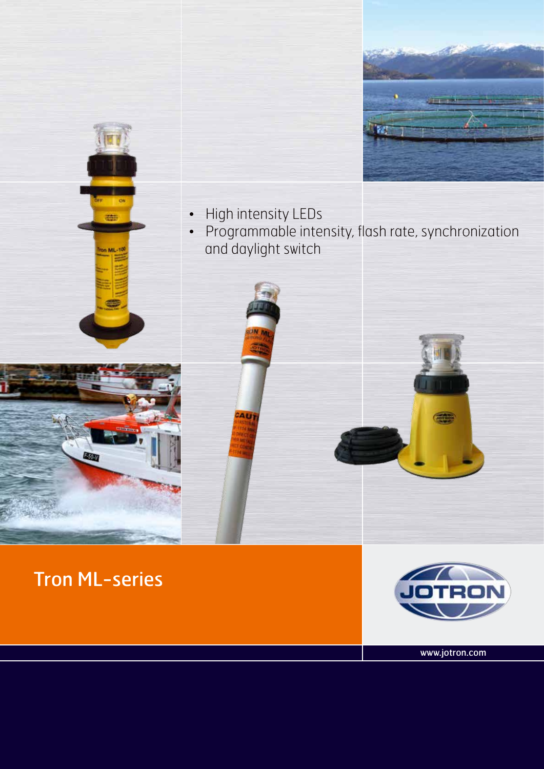- High intensity LEDs
- Programmable intensity, flash rate, synchronization and daylight switch

# Tron ML-series

JOTRON

www.jotron.com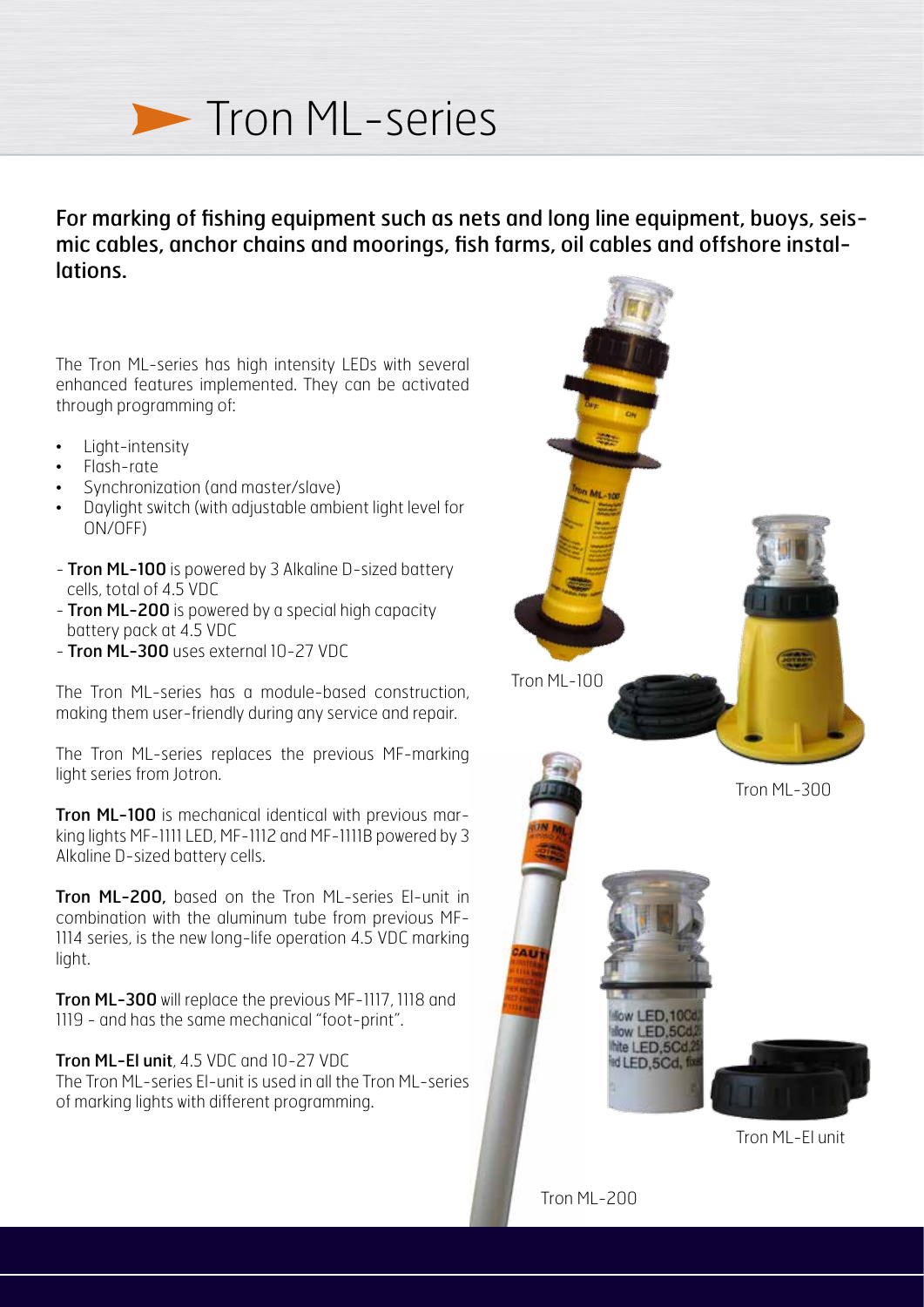# Tron ML-series

**For marking of fishing equipment such as nets and long line equipment, buoys, seismic cables, anchor chains and moorings, fish farms, oil cables and offshore installations.**

The Tron ML-series has high intensity LEDs with several enhanced features implemented. They can be activated through programming of:

- Light-intensity
- Flash-rate
- Synchronization (and master/slave)
- Daylight switch (with adjustable ambient light level for ON/OFF)

- **Tron ML-100** is powered by 3 Alkaline D-sized battery cells, total of 4.5 VDC
- **Tron ML-200** is powered by a special high capacity battery pack at 4.5 VDC
- **Tron ML-300** uses external 10-27 VDC

The Tron ML-series has a module-based construction, making them user-friendly during any service and repair.

The Tron ML-series replaces the previous MF-marking light series from Jotron.

**Tron ML-100** is mechanical identical with previous marking lights MF-1111 LED, MF-1112 and MF-1111B powered by 3 Alkaline D-sized battery cells.

**Tron ML-200,** based on the Tron ML-series El-unit in combination with the aluminum tube from previous MF-1114 series, is the new long-life operation 4.5 VDC marking light.

**Tron ML-300** will replace the previous MF-1117, 1118 and 1119 - and has the same mechanical "foot-print".

**Tron ML-El unit**, 4.5 VDC and 10-27 VDC
The Tron ML-series El-unit is used in all the Tron ML-series of marking lights with different programming.

Tron ML-100

Tron ML-300

Tron ML-El unit

Tron ML-200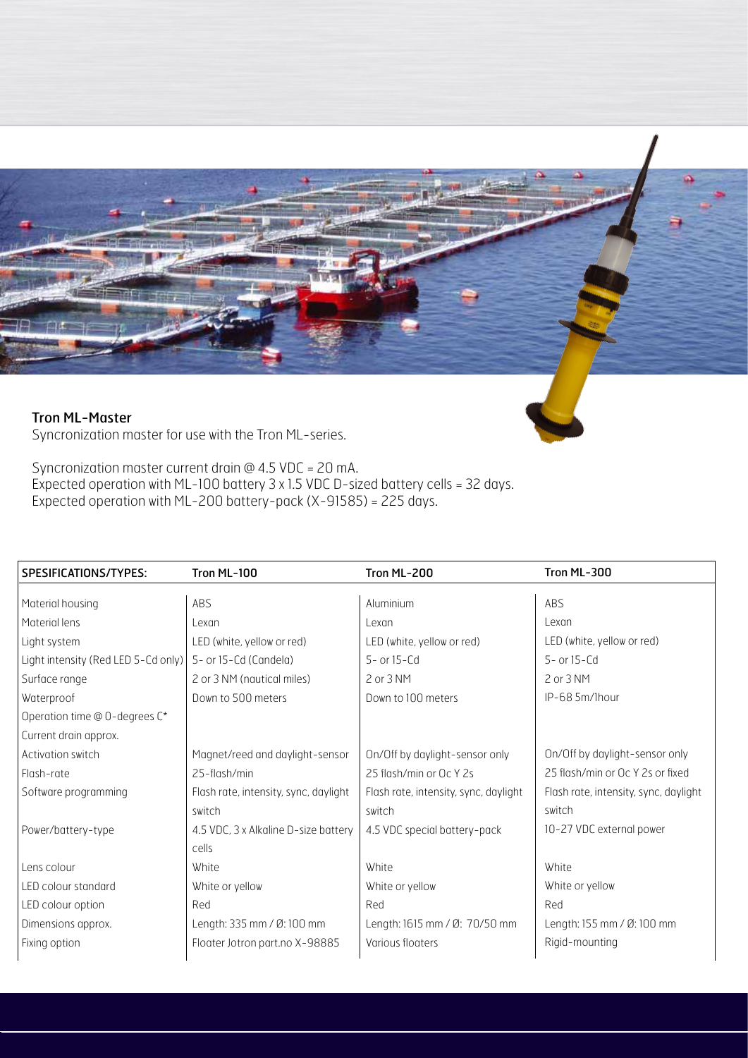**Tron ML-Master**

Syncronization master for use with the Tron ML-series.

Syncronization master current drain @ 4.5 VDC = 20 mA.
Expected operation with ML-100 battery 3 x 1.5 VDC D-sized battery cells = 32 days.
Expected operation with ML-200 battery-pack (X-91585) = 225 days.

| SPESIFICATIONS/TYPES: | Tron ML-100 | Tron ML-200 | Tron ML-300 |
|---|---|---|---|
| Material housing | ABS | Aluminium | ABS |
| Material lens | Lexan | Lexan | Lexan |
| Light system | LED (white, yellow or red) | LED (white, yellow or red) | LED (white, yellow or red) |
| Light intensity (Red LED 5-Cd only) | 5- or 15-Cd (Candela) | 5- or 15-Cd | 5- or 15-Cd |
| Surface range | 2 or 3 NM (nautical miles) | 2 or 3 NM | 2 or 3 NM |
| Waterproof | Down to 500 meters | Down to 100 meters | IP-68 5m/1hour |
| Operation time @ 0-degrees C* | | | |
| Current drain approx. | | | |
| Activation switch | Magnet/reed and daylight-sensor | On/Off by daylight-sensor only | On/Off by daylight-sensor only |
| Flash-rate | 25-flash/min | 25 flash/min or Oc Y 2s | 25 flash/min or Oc Y 2s or fixed |
| Software programming | Flash rate, intensity, sync, daylight switch | Flash rate, intensity, sync, daylight switch | Flash rate, intensity, sync, daylight switch |
| Power/battery-type | 4.5 VDC, 3 x Alkaline D-size battery cells | 4.5 VDC special battery-pack | 10-27 VDC external power |
| Lens colour | White | White | White |
| LED colour standard | White or yellow | White or yellow | White or yellow |
| LED colour option | Red | Red | Red |
| Dimensions approx. | Length: 335 mm / Ø: 100 mm | Length: 1615 mm / Ø: 70/50 mm | Length: 155 mm / Ø: 100 mm |
| Fixing option | Floater Jotron part.no X-98885 | Various floaters | Rigid-mounting |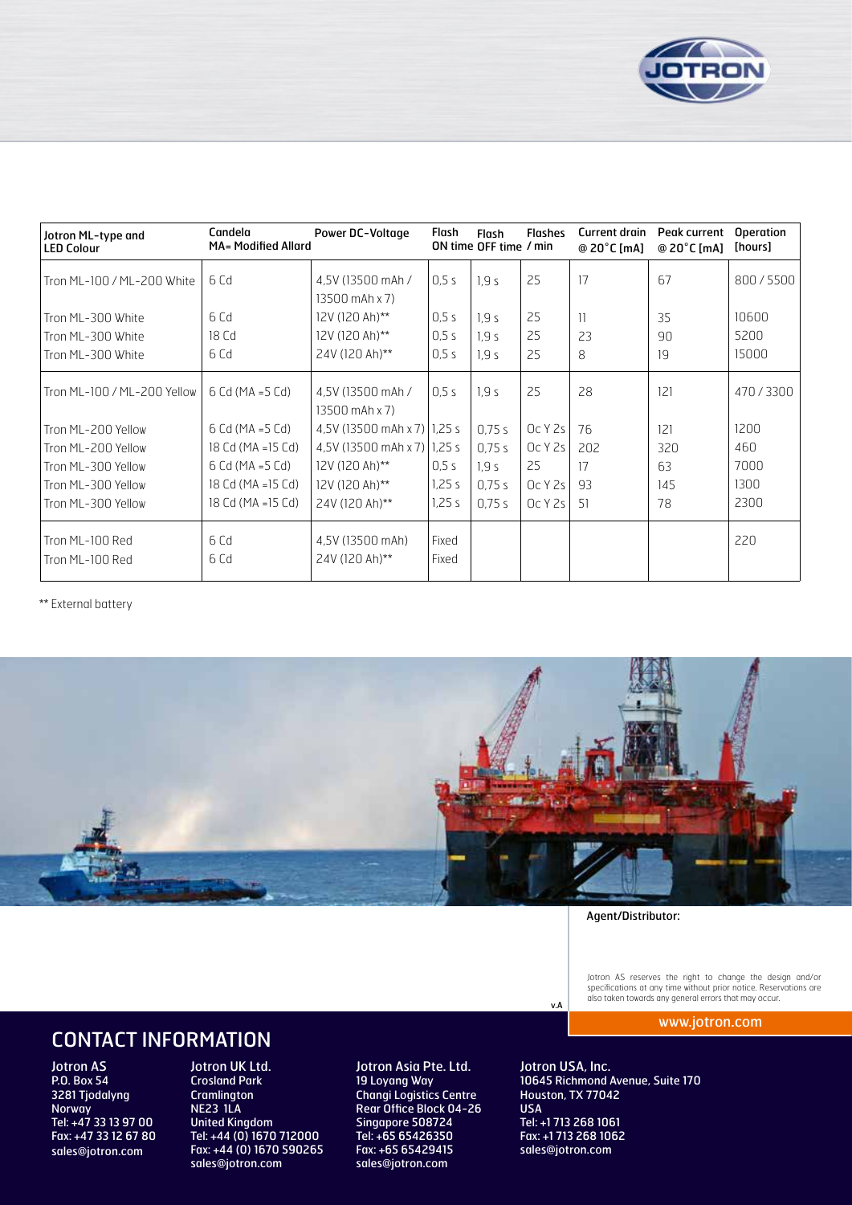| Jotron ML-type and LED Colour | Candela MA= Modified Allard | Power DC-Voltage | Flash ON time | Flash OFF time | Flashes / min | Current drain @ 20°C [mA] | Peak current @ 20°C [mA] | Operation [hours] |
|---|---|---|---|---|---|---|---|---|
| Tron ML-100 / ML-200 White | 6 Cd | 4,5V (13500 mAh / 13500 mAh x 7) | 0,5 s | 1,9 s | 25 | 17 | 67 | 800 / 5500 |
| Tron ML-300 White | 6 Cd | 12V (120 Ah)** | 0,5 s | 1,9 s | 25 | 11 | 35 | 10600 |
| Tron ML-300 White | 18 Cd | 12V (120 Ah)** | 0,5 s | 1,9 s | 25 | 23 | 90 | 5200 |
| Tron ML-300 White | 6 Cd | 24V (120 Ah)** | 0,5 s | 1,9 s | 25 | 8 | 19 | 15000 |
| Tron ML-100 / ML-200 Yellow | 6 Cd (MA =5 Cd) | 4,5V (13500 mAh / 13500 mAh x 7) | 0,5 s | 1,9 s | 25 | 28 | 121 | 470 / 3300 |
| Tron ML-200 Yellow | 6 Cd (MA =5 Cd) | 4,5V (13500 mAh x 7) | 1,25 s | 0,75 s | Oc Y 2s | 76 | 121 | 1200 |
| Tron ML-200 Yellow | 18 Cd (MA =15 Cd) | 4,5V (13500 mAh x 7) | 1,25 s | 0,75 s | Oc Y 2s | 202 | 320 | 460 |
| Tron ML-300 Yellow | 6 Cd (MA =5 Cd) | 12V (120 Ah)** | 0,5 s | 1,9 s | 25 | 17 | 63 | 7000 |
| Tron ML-300 Yellow | 18 Cd (MA =15 Cd) | 12V (120 Ah)** | 1,25 s | 0,75 s | Oc Y 2s | 93 | 145 | 1300 |
| Tron ML-300 Yellow | 18 Cd (MA =15 Cd) | 24V (120 Ah)** | 1,25 s | 0,75 s | Oc Y 2s | 51 | 78 | 2300 |
| Tron ML-100 Red | 6 Cd | 4,5V (13500 mAh) | Fixed | | | | | 220 |
| Tron ML-100 Red | 6 Cd | 24V (120 Ah)** | Fixed | | | | | |

** External battery

Agent/Distributor:

Jotron AS reserves the right to change the design and/or specifications at any time without prior notice. Reservations are also taken towards any general errors that may occur.

v.A

www.jotron.com

## CONTACT INFORMATION

**Jotron AS**
P.O. Box 54
3281 Tjodalyng
Norway
Tel: +47 33 13 97 00
Fax: +47 33 12 67 80
sales@jotron.com

**Jotron UK Ltd.**
Crosland Park
Cramlington
NE23 1LA
United Kingdom
Tel: +44 (0) 1670 712000
Fax: +44 (0) 1670 590265
sales@jotron.com

**Jotron Asia Pte. Ltd.**
19 Loyang Way
Changi Logistics Centre
Rear Office Block 04-26
Singapore 508724
Tel: +65 65426350
Fax: +65 65429415
sales@jotron.com

**Jotron USA, Inc.**
10645 Richmond Avenue, Suite 170
Houston, TX 77042
USA
Tel: +1 713 268 1061
Fax: +1 713 268 1062
sales@jotron.com